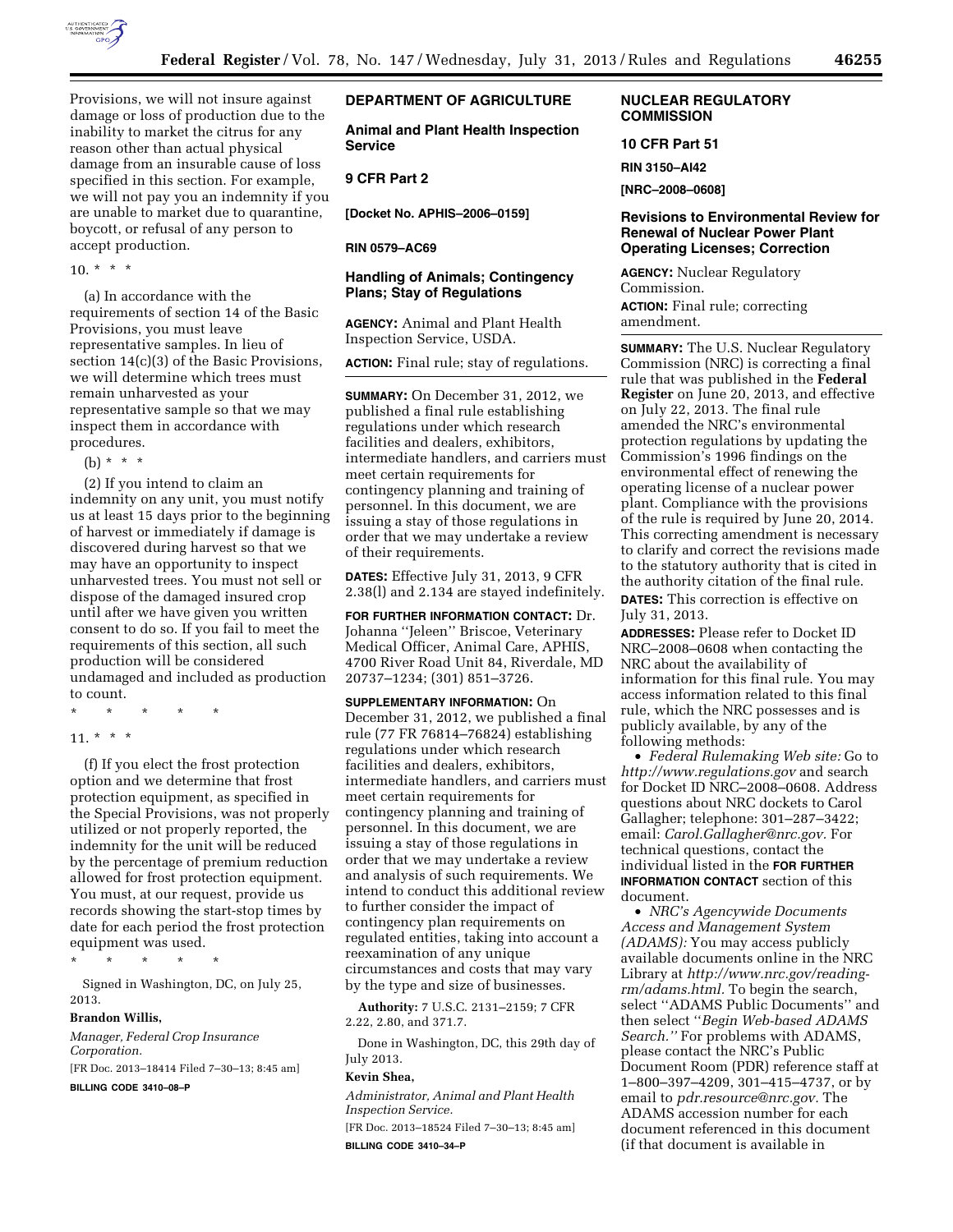Provisions, we will not insure against damage or loss of production due to the inability to market the citrus for any reason other than actual physical damage from an insurable cause of loss specified in this section. For example, we will not pay you an indemnity if you are unable to market due to quarantine, boycott, or refusal of any person to accept production.

10. * * *

(a) In accordance with the requirements of section 14 of the Basic Provisions, you must leave representative samples. In lieu of section 14(c)(3) of the Basic Provisions, we will determine which trees must remain unharvested as your representative sample so that we may inspect them in accordance with procedures.

(b) * * *

(2) If you intend to claim an indemnity on any unit, you must notify us at least 15 days prior to the beginning of harvest or immediately if damage is discovered during harvest so that we may have an opportunity to inspect unharvested trees. You must not sell or dispose of the damaged insured crop until after we have given you written consent to do so. If you fail to meet the requirements of this section, all such production will be considered undamaged and included as production to count.

\* \* \* \* \*

11. * * *

(f) If you elect the frost protection option and we determine that frost protection equipment, as specified in the Special Provisions, was not properly utilized or not properly reported, the indemnity for the unit will be reduced by the percentage of premium reduction allowed for frost protection equipment. You must, at our request, provide us records showing the start-stop times by date for each period the frost protection equipment was used.

\* \* \* \* \*

Signed in Washington, DC, on July 25, 2013.

**Brandon Willis,**

*Manager, Federal Crop Insurance Corporation.*

[FR Doc. 2013–18414 Filed 7–30–13; 8:45 am]

**BILLING CODE 3410–08–P**

## DEPARTMENT OF AGRICULTURE

### Animal and Plant Health Inspection Service

### 9 CFR Part 2

**[Docket No. APHIS–2006–0159]**

**RIN 0579–AC69**

### Handling of Animals; Contingency Plans; Stay of Regulations

**AGENCY:** Animal and Plant Health Inspection Service, USDA.

**ACTION:** Final rule; stay of regulations.

**SUMMARY:** On December 31, 2012, we published a final rule establishing regulations under which research facilities and dealers, exhibitors, intermediate handlers, and carriers must meet certain requirements for contingency planning and training of personnel. In this document, we are issuing a stay of those regulations in order that we may undertake a review of their requirements.

**DATES:** Effective July 31, 2013, 9 CFR 2.38(l) and 2.134 are stayed indefinitely.

**FOR FURTHER INFORMATION CONTACT:** Dr. Johanna ''Jeleen'' Briscoe, Veterinary Medical Officer, Animal Care, APHIS, 4700 River Road Unit 84, Riverdale, MD 20737–1234; (301) 851–3726.

**SUPPLEMENTARY INFORMATION:** On December 31, 2012, we published a final rule (77 FR 76814–76824) establishing regulations under which research facilities and dealers, exhibitors, intermediate handlers, and carriers must meet certain requirements for contingency planning and training of personnel. In this document, we are issuing a stay of those regulations in order that we may undertake a review and analysis of such requirements. We intend to conduct this additional review to further consider the impact of contingency plan requirements on regulated entities, taking into account a reexamination of any unique circumstances and costs that may vary by the type and size of businesses.

**Authority:** 7 U.S.C. 2131–2159; 7 CFR 2.22, 2.80, and 371.7.

Done in Washington, DC, this 29th day of July 2013.

**Kevin Shea,**

*Administrator, Animal and Plant Health Inspection Service.*

[FR Doc. 2013–18524 Filed 7–30–13; 8:45 am]

**BILLING CODE 3410–34–P**

## NUCLEAR REGULATORY COMMISSION

### 10 CFR Part 51

**RIN 3150–AI42**

**[NRC–2008–0608]**

### Revisions to Environmental Review for Renewal of Nuclear Power Plant Operating Licenses; Correction

**AGENCY:** Nuclear Regulatory Commission.

**ACTION:** Final rule; correcting amendment.

**SUMMARY:** The U.S. Nuclear Regulatory Commission (NRC) is correcting a final rule that was published in the **Federal Register** on June 20, 2013, and effective on July 22, 2013. The final rule amended the NRC's environmental protection regulations by updating the Commission's 1996 findings on the environmental effect of renewing the operating license of a nuclear power plant. Compliance with the provisions of the rule is required by June 20, 2014. This correcting amendment is necessary to clarify and correct the revisions made to the statutory authority that is cited in the authority citation of the final rule.

**DATES:** This correction is effective on July 31, 2013.

**ADDRESSES:** Please refer to Docket ID NRC–2008–0608 when contacting the NRC about the availability of information for this final rule. You may access information related to this final rule, which the NRC possesses and is publicly available, by any of the following methods:

- *Federal Rulemaking Web site:* Go to *http://www.regulations.gov* and search for Docket ID NRC–2008–0608. Address questions about NRC dockets to Carol Gallagher; telephone: 301–287–3422; email: *Carol.Gallagher@nrc.gov*. For technical questions, contact the individual listed in the **FOR FURTHER INFORMATION CONTACT** section of this document.
- *NRC's Agencywide Documents Access and Management System (ADAMS):* You may access publicly available documents online in the NRC Library at *http://www.nrc.gov/reading-rm/adams.html.* To begin the search, select ''ADAMS Public Documents'' and then select ''*Begin Web-based ADAMS Search.''* For problems with ADAMS, please contact the NRC's Public Document Room (PDR) reference staff at 1–800–397–4209, 301–415–4737, or by email to *pdr.resource@nrc.gov*. The ADAMS accession number for each document referenced in this document (if that document is available in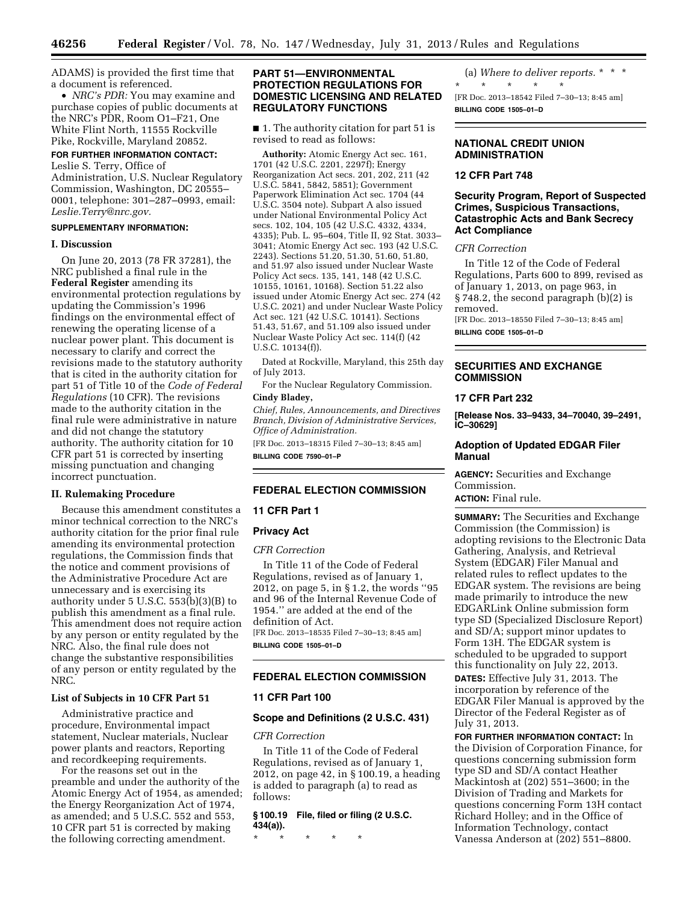ADAMS) is provided the first time that a document is referenced.

- *NRC's PDR:* You may examine and purchase copies of public documents at the NRC's PDR, Room O1–F21, One White Flint North, 11555 Rockville Pike, Rockville, Maryland 20852.

**FOR FURTHER INFORMATION CONTACT:** Leslie S. Terry, Office of Administration, U.S. Nuclear Regulatory Commission, Washington, DC 20555–0001, telephone: 301–287–0993, email: *Leslie.Terry@nrc.gov.*

**SUPPLEMENTARY INFORMATION:**

**I. Discussion**

On June 20, 2013 (78 FR 37281), the NRC published a final rule in the **Federal Register** amending its environmental protection regulations by updating the Commission's 1996 findings on the environmental effect of renewing the operating license of a nuclear power plant. This document is necessary to clarify and correct the revisions made to the statutory authority that is cited in the authority citation for part 51 of Title 10 of the *Code of Federal Regulations* (10 CFR). The revisions made to the authority citation in the final rule were administrative in nature and did not change the statutory authority. The authority citation for 10 CFR part 51 is corrected by inserting missing punctuation and changing incorrect punctuation.

**II. Rulemaking Procedure**

Because this amendment constitutes a minor technical correction to the NRC's authority citation for the prior final rule amending its environmental protection regulations, the Commission finds that the notice and comment provisions of the Administrative Procedure Act are unnecessary and is exercising its authority under 5 U.S.C. 553(b)(3)(B) to publish this amendment as a final rule. This amendment does not require action by any person or entity regulated by the NRC. Also, the final rule does not change the substantive responsibilities of any person or entity regulated by the NRC.

**List of Subjects in 10 CFR Part 51**

Administrative practice and procedure, Environmental impact statement, Nuclear materials, Nuclear power plants and reactors, Reporting and recordkeeping requirements.

For the reasons set out in the preamble and under the authority of the Atomic Energy Act of 1954, as amended; the Energy Reorganization Act of 1974, as amended; and 5 U.S.C. 552 and 553, 10 CFR part 51 is corrected by making the following correcting amendment.

**PART 51—ENVIRONMENTAL PROTECTION REGULATIONS FOR DOMESTIC LICENSING AND RELATED REGULATORY FUNCTIONS**

■ 1. The authority citation for part 51 is revised to read as follows:

**Authority:** Atomic Energy Act sec. 161, 1701 (42 U.S.C. 2201, 2297f); Energy Reorganization Act secs. 201, 202, 211 (42 U.S.C. 5841, 5842, 5851); Government Paperwork Elimination Act sec. 1704 (44 U.S.C. 3504 note). Subpart A also issued under National Environmental Policy Act secs. 102, 104, 105 (42 U.S.C. 4332, 4334, 4335); Pub. L. 95–604, Title II, 92 Stat. 3033–3041; Atomic Energy Act sec. 193 (42 U.S.C. 2243). Sections 51.20, 51.30, 51.60, 51.80, and 51.97 also issued under Nuclear Waste Policy Act secs. 135, 141, 148 (42 U.S.C. 10155, 10161, 10168). Section 51.22 also issued under Atomic Energy Act sec. 274 (42 U.S.C. 2021) and under Nuclear Waste Policy Act sec. 121 (42 U.S.C. 10141). Sections 51.43, 51.67, and 51.109 also issued under Nuclear Waste Policy Act sec. 114(f) (42 U.S.C. 10134(f)).

Dated at Rockville, Maryland, this 25th day of July 2013.

For the Nuclear Regulatory Commission.

**Cindy Bladey,**

*Chief, Rules, Announcements, and Directives Branch, Division of Administrative Services, Office of Administration.*

[FR Doc. 2013–18315 Filed 7–30–13; 8:45 am]

**BILLING CODE 7590–01–P**

## FEDERAL ELECTION COMMISSION

### 11 CFR Part 1

### Privacy Act

*CFR Correction*

In Title 11 of the Code of Federal Regulations, revised as of January 1, 2012, on page 5, in § 1.2, the words ''95 and 96 of the Internal Revenue Code of 1954.'' are added at the end of the definition of Act.

[FR Doc. 2013–18535 Filed 7–30–13; 8:45 am]

**BILLING CODE 1505–01–D**

## FEDERAL ELECTION COMMISSION

### 11 CFR Part 100

### Scope and Definitions (2 U.S.C. 431)

*CFR Correction*

In Title 11 of the Code of Federal Regulations, revised as of January 1, 2012, on page 42, in § 100.19, a heading is added to paragraph (a) to read as follows:

**§ 100.19 File, filed or filing (2 U.S.C. 434(a)).**

\* \* \* \* \*

(a) *Where to deliver reports.* \* \* \*

\* \* \* \* \*

[FR Doc. 2013–18542 Filed 7–30–13; 8:45 am]

**BILLING CODE 1505–01–D**

## NATIONAL CREDIT UNION ADMINISTRATION

### 12 CFR Part 748

### Security Program, Report of Suspected Crimes, Suspicious Transactions, Catastrophic Acts and Bank Secrecy Act Compliance

*CFR Correction*

In Title 12 of the Code of Federal Regulations, Parts 600 to 899, revised as of January 1, 2013, on page 963, in § 748.2, the second paragraph (b)(2) is removed.

[FR Doc. 2013–18550 Filed 7–30–13; 8:45 am]

**BILLING CODE 1505–01–D**

## SECURITIES AND EXCHANGE COMMISSION

### 17 CFR Part 232

**[Release Nos. 33–9433, 34–70040, 39–2491, IC–30629]**

### Adoption of Updated EDGAR Filer Manual

**AGENCY:** Securities and Exchange Commission.

**ACTION:** Final rule.

**SUMMARY:** The Securities and Exchange Commission (the Commission) is adopting revisions to the Electronic Data Gathering, Analysis, and Retrieval System (EDGAR) Filer Manual and related rules to reflect updates to the EDGAR system. The revisions are being made primarily to introduce the new EDGARLink Online submission form type SD (Specialized Disclosure Report) and SD/A; support minor updates to Form 13H. The EDGAR system is scheduled to be upgraded to support this functionality on July 22, 2013.

**DATES:** Effective July 31, 2013. The incorporation by reference of the EDGAR Filer Manual is approved by the Director of the Federal Register as of July 31, 2013.

**FOR FURTHER INFORMATION CONTACT:** In the Division of Corporation Finance, for questions concerning submission form type SD and SD/A contact Heather Mackintosh at (202) 551–3600; in the Division of Trading and Markets for questions concerning Form 13H contact Richard Holley; and in the Office of Information Technology, contact Vanessa Anderson at (202) 551–8800.